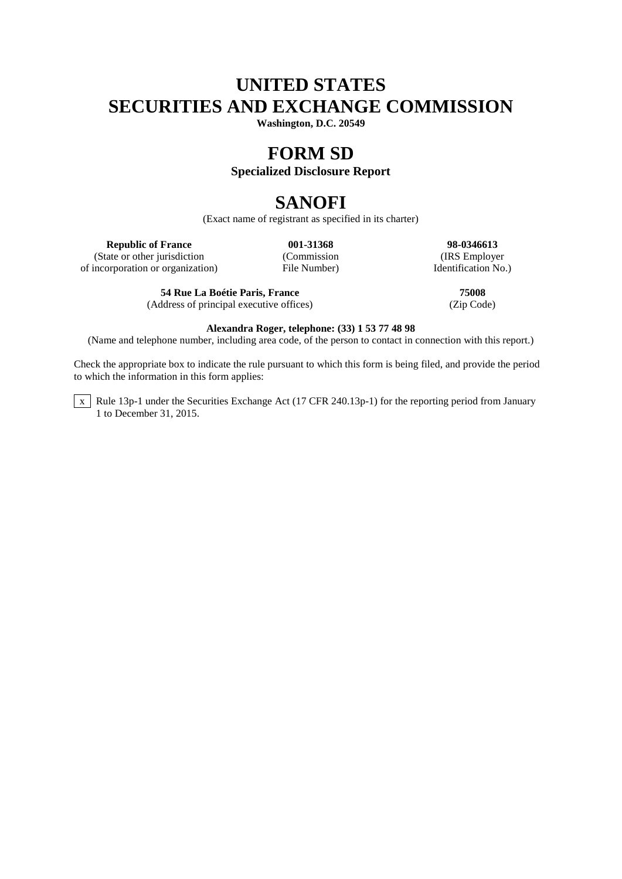# UNITED STATES
# SECURITIES AND EXCHANGE COMMISSION

**Washington, D.C. 20549**

# FORM SD

**Specialized Disclosure Report**

# SANOFI

(Exact name of registrant as specified in its charter)

| **Republic of France** | **001-31368** | **98-0346613** |
|---|---|---|
| (State or other jurisdiction of incorporation or organization) | (Commission File Number) | (IRS Employer Identification No.) |

| **54 Rue La Boétie Paris, France** | **75008** |
|---|---|
| (Address of principal executive offices) | (Zip Code) |

**Alexandra Roger, telephone: (33) 1 53 77 48 98**

(Name and telephone number, including area code, of the person to contact in connection with this report.)

Check the appropriate box to indicate the rule pursuant to which this form is being filed, and provide the period to which the information in this form applies:

x Rule 13p-1 under the Securities Exchange Act (17 CFR 240.13p-1) for the reporting period from January 1 to December 31, 2015.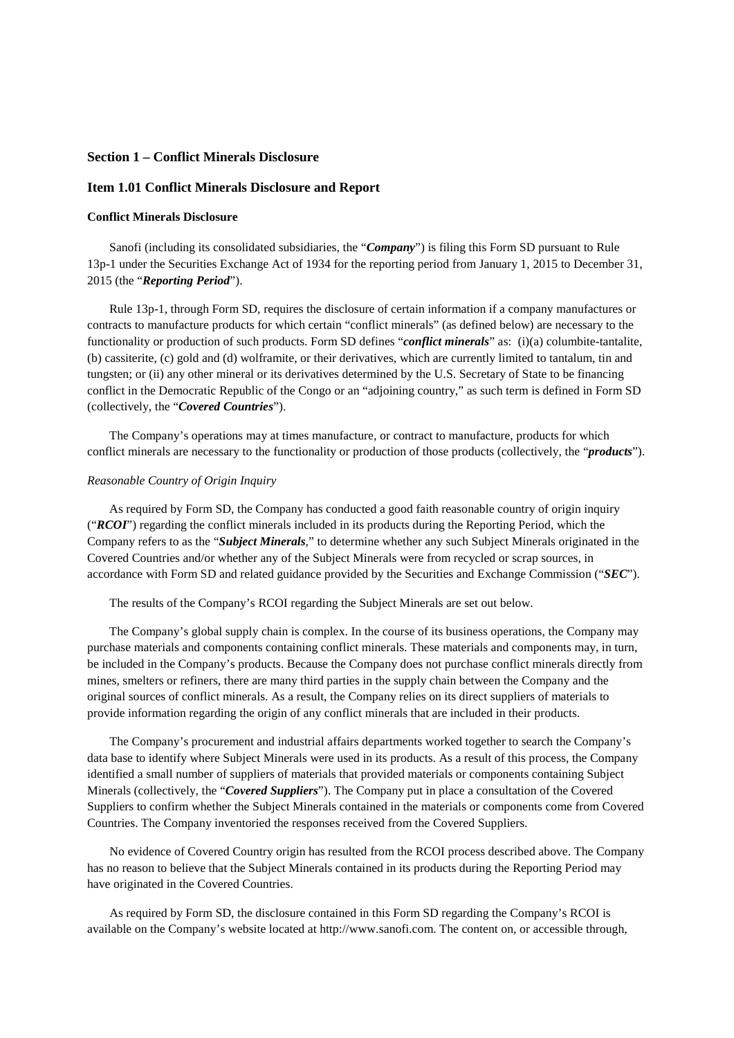## Section 1 – Conflict Minerals Disclosure

## Item 1.01 Conflict Minerals Disclosure and Report

### Conflict Minerals Disclosure

Sanofi (including its consolidated subsidiaries, the "***Company***") is filing this Form SD pursuant to Rule 13p-1 under the Securities Exchange Act of 1934 for the reporting period from January 1, 2015 to December 31, 2015 (the "***Reporting Period***").

Rule 13p-1, through Form SD, requires the disclosure of certain information if a company manufactures or contracts to manufacture products for which certain "conflict minerals" (as defined below) are necessary to the functionality or production of such products. Form SD defines "***conflict minerals***" as: (i)(a) columbite-tantalite, (b) cassiterite, (c) gold and (d) wolframite, or their derivatives, which are currently limited to tantalum, tin and tungsten; or (ii) any other mineral or its derivatives determined by the U.S. Secretary of State to be financing conflict in the Democratic Republic of the Congo or an "adjoining country," as such term is defined in Form SD (collectively, the "***Covered Countries***").

The Company's operations may at times manufacture, or contract to manufacture, products for which conflict minerals are necessary to the functionality or production of those products (collectively, the "***products***").

*Reasonable Country of Origin Inquiry*

As required by Form SD, the Company has conducted a good faith reasonable country of origin inquiry ("***RCOI***") regarding the conflict minerals included in its products during the Reporting Period, which the Company refers to as the "***Subject Minerals***," to determine whether any such Subject Minerals originated in the Covered Countries and/or whether any of the Subject Minerals were from recycled or scrap sources, in accordance with Form SD and related guidance provided by the Securities and Exchange Commission ("***SEC***").

The results of the Company's RCOI regarding the Subject Minerals are set out below.

The Company's global supply chain is complex. In the course of its business operations, the Company may purchase materials and components containing conflict minerals. These materials and components may, in turn, be included in the Company's products. Because the Company does not purchase conflict minerals directly from mines, smelters or refiners, there are many third parties in the supply chain between the Company and the original sources of conflict minerals. As a result, the Company relies on its direct suppliers of materials to provide information regarding the origin of any conflict minerals that are included in their products.

The Company's procurement and industrial affairs departments worked together to search the Company's data base to identify where Subject Minerals were used in its products. As a result of this process, the Company identified a small number of suppliers of materials that provided materials or components containing Subject Minerals (collectively, the "***Covered Suppliers***"). The Company put in place a consultation of the Covered Suppliers to confirm whether the Subject Minerals contained in the materials or components come from Covered Countries. The Company inventoried the responses received from the Covered Suppliers.

No evidence of Covered Country origin has resulted from the RCOI process described above. The Company has no reason to believe that the Subject Minerals contained in its products during the Reporting Period may have originated in the Covered Countries.

As required by Form SD, the disclosure contained in this Form SD regarding the Company's RCOI is available on the Company's website located at http://www.sanofi.com. The content on, or accessible through,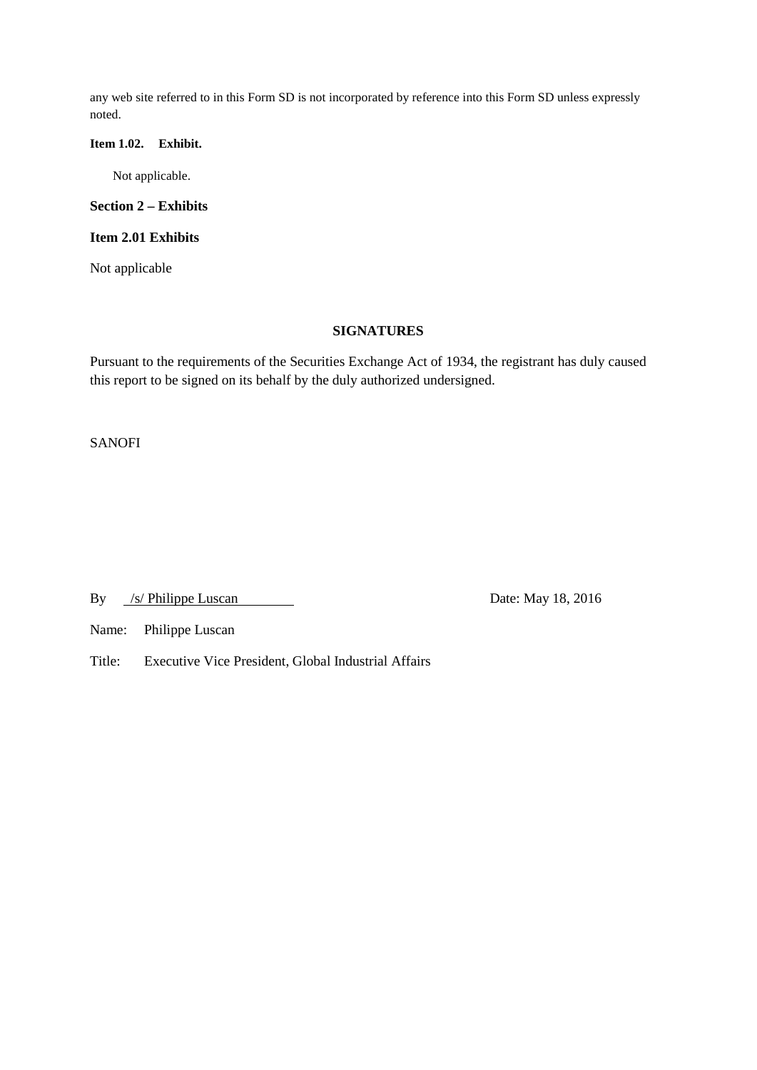any web site referred to in this Form SD is not incorporated by reference into this Form SD unless expressly noted.

**Item 1.02. Exhibit.**

Not applicable.

**Section 2 – Exhibits**

**Item 2.01 Exhibits**

Not applicable

**SIGNATURES**

Pursuant to the requirements of the Securities Exchange Act of 1934, the registrant has duly caused this report to be signed on its behalf by the duly authorized undersigned.

SANOFI

By /s/ Philippe Luscan

Date: May 18, 2016

Name: Philippe Luscan

Title: Executive Vice President, Global Industrial Affairs